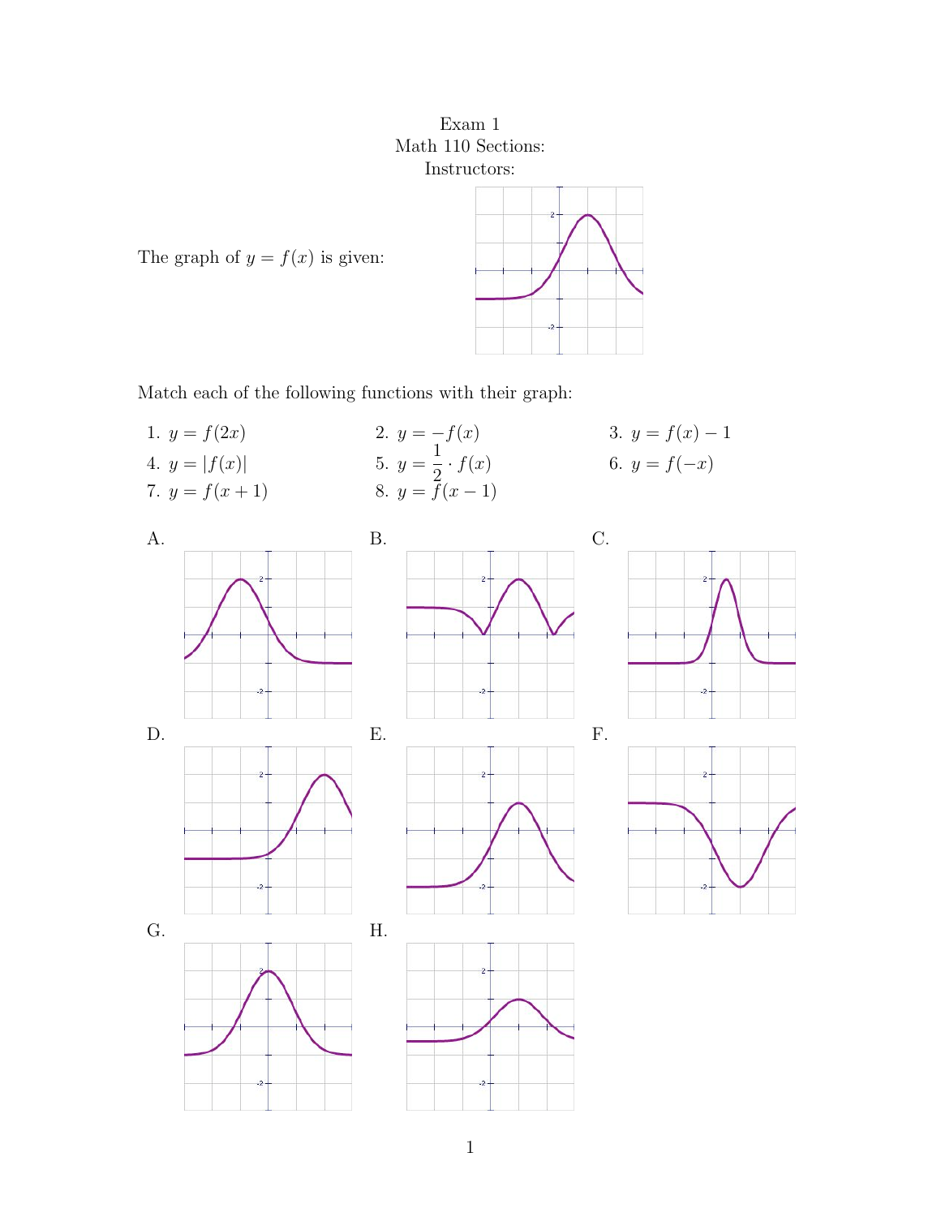Exam 1
Math 110 Sections:
Instructors:

The graph of $y = f(x)$ is given:

Match each of the following functions with their graph:

1. $y = f(2x)$
2. $y = -f(x)$
3. $y = f(x) - 1$
4. $y = |f(x)|$
5. $y = \frac{1}{2} \cdot f(x)$
6. $y = f(-x)$
7. $y = f(x+1)$
8. $y = f(x-1)$

A.

B.

C.

D.

E.

F.

G.

H.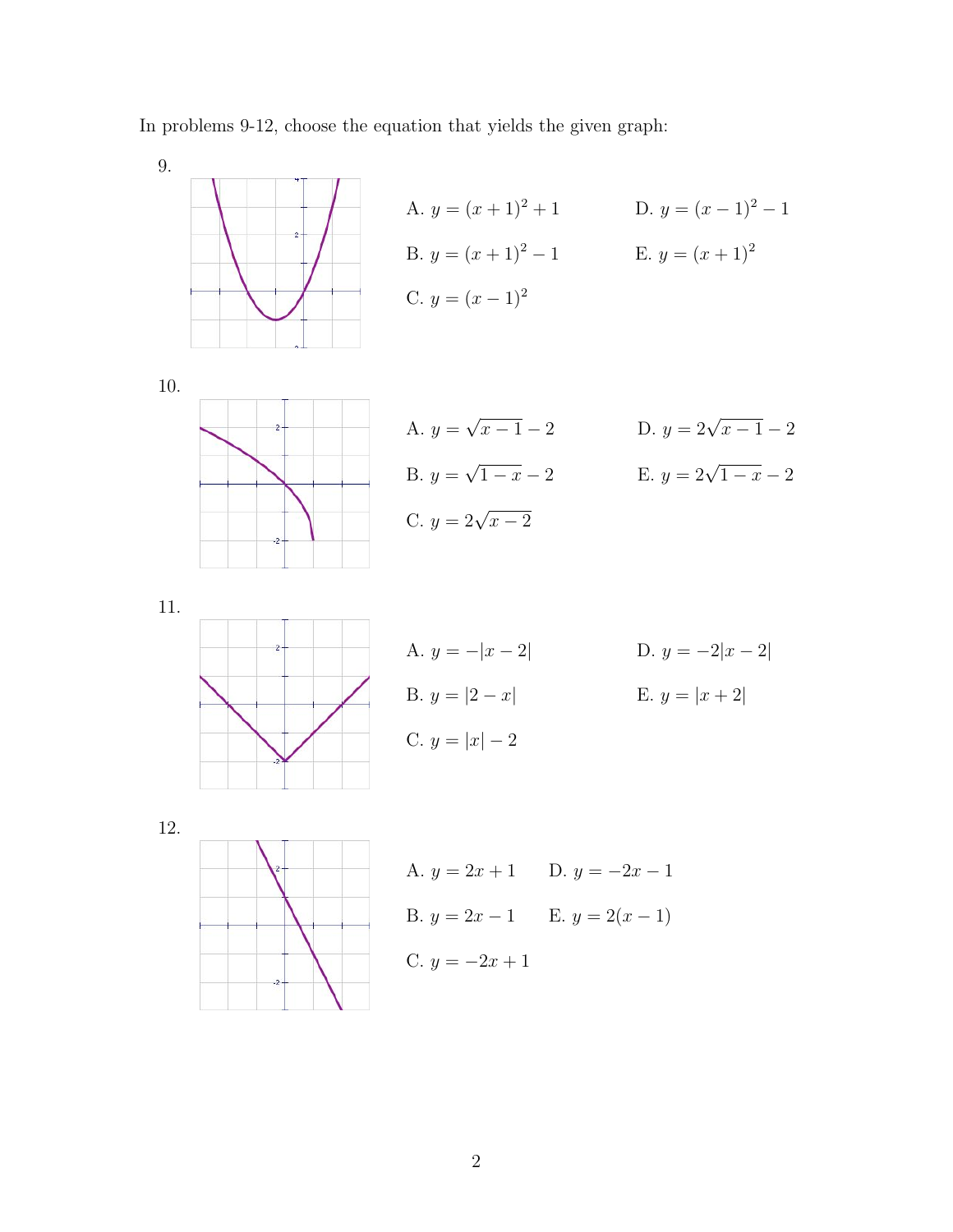In problems 9-12, choose the equation that yields the given graph:

9.

A. $y = (x+1)^2 + 1$

B. $y = (x+1)^2 - 1$

C. $y = (x-1)^2$

D. $y = (x-1)^2 - 1$

E. $y = (x+1)^2$

10.

A. $y = \sqrt{x-1} - 2$

B. $y = \sqrt{1-x} - 2$

C. $y = 2\sqrt{x-2}$

D. $y = 2\sqrt{x-1} - 2$

E. $y = 2\sqrt{1-x} - 2$

11.

A. $y = -|x-2|$

B. $y = |2-x|$

C. $y = |x| - 2$

D. $y = -2|x-2|$

E. $y = |x+2|$

12.

A. $y = 2x + 1$

B. $y = 2x - 1$

C. $y = -2x + 1$

D. $y = -2x - 1$

E. $y = 2(x-1)$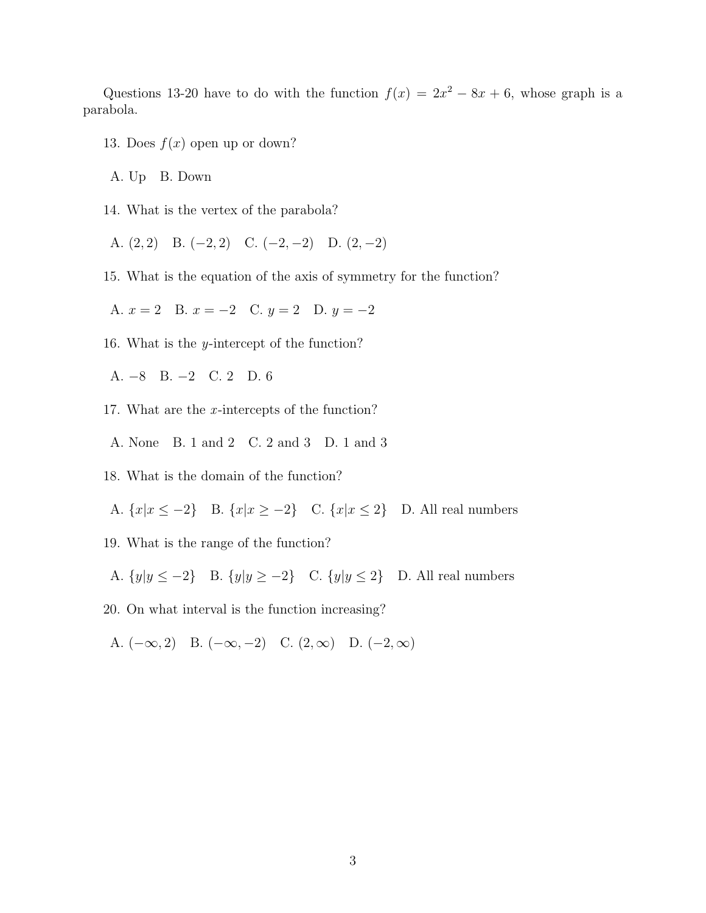Questions 13-20 have to do with the function $f(x) = 2x^2 - 8x + 6$, whose graph is a parabola.

13. Does $f(x)$ open up or down?

A. Up   B. Down

14. What is the vertex of the parabola?

A. $(2, 2)$   B. $(-2, 2)$   C. $(-2, -2)$   D. $(2, -2)$

15. What is the equation of the axis of symmetry for the function?

A. $x = 2$   B. $x = -2$   C. $y = 2$   D. $y = -2$

16. What is the $y$-intercept of the function?

A. $-8$   B. $-2$   C. $2$   D. $6$

17. What are the $x$-intercepts of the function?

A. None   B. 1 and 2   C. 2 and 3   D. 1 and 3

18. What is the domain of the function?

A. $\{x|x \leq -2\}$   B. $\{x|x \geq -2\}$   C. $\{x|x \leq 2\}$   D. All real numbers

19. What is the range of the function?

A. $\{y|y \leq -2\}$   B. $\{y|y \geq -2\}$   C. $\{y|y \leq 2\}$   D. All real numbers

20. On what interval is the function increasing?

A. $(-\infty, 2)$   B. $(-\infty, -2)$   C. $(2, \infty)$   D. $(-2, \infty)$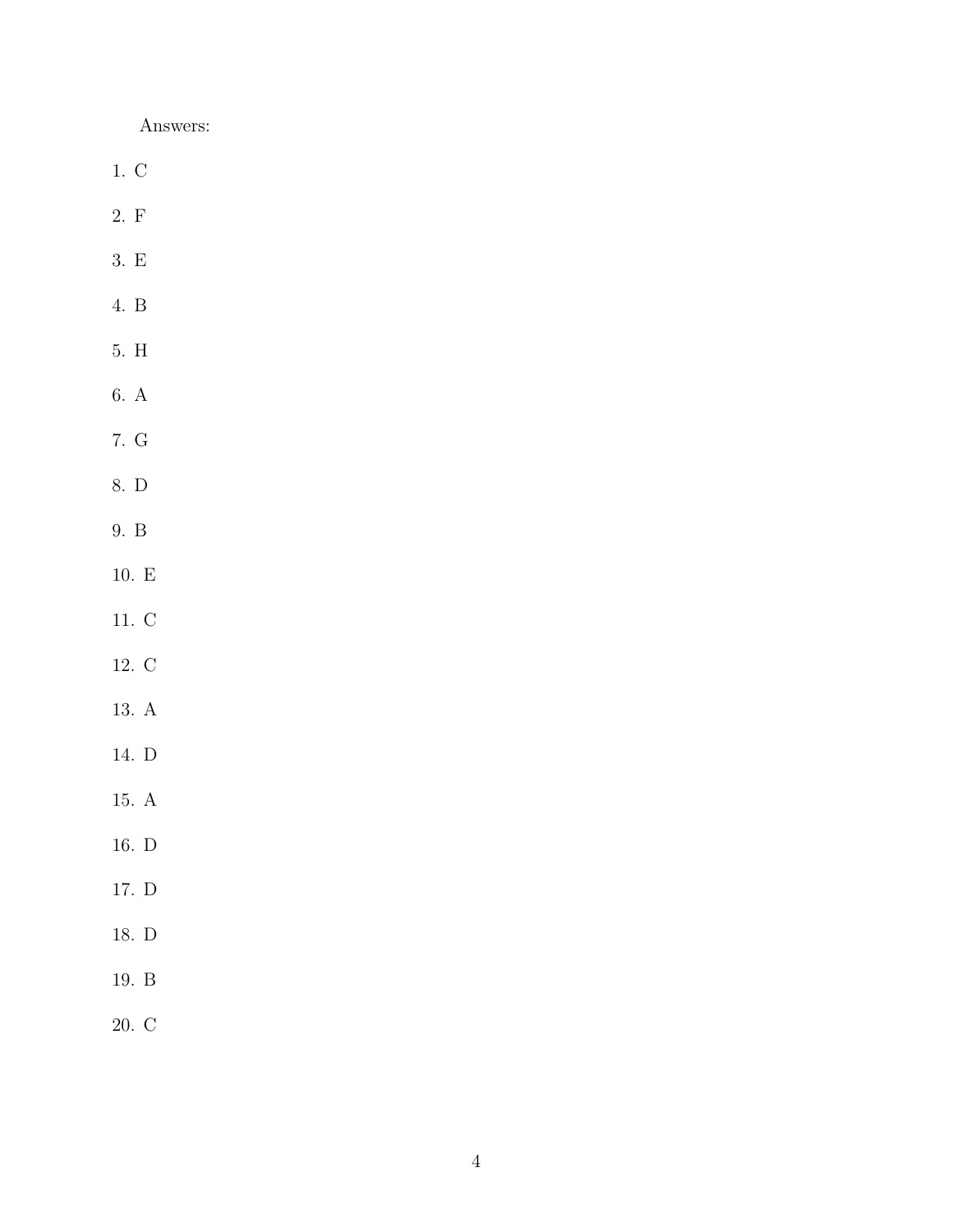Answers:

1. C
2. F
3. E
4. B
5. H
6. A
7. G
8. D
9. B
10. E
11. C
12. C
13. A
14. D
15. A
16. D
17. D
18. D
19. B
20. C